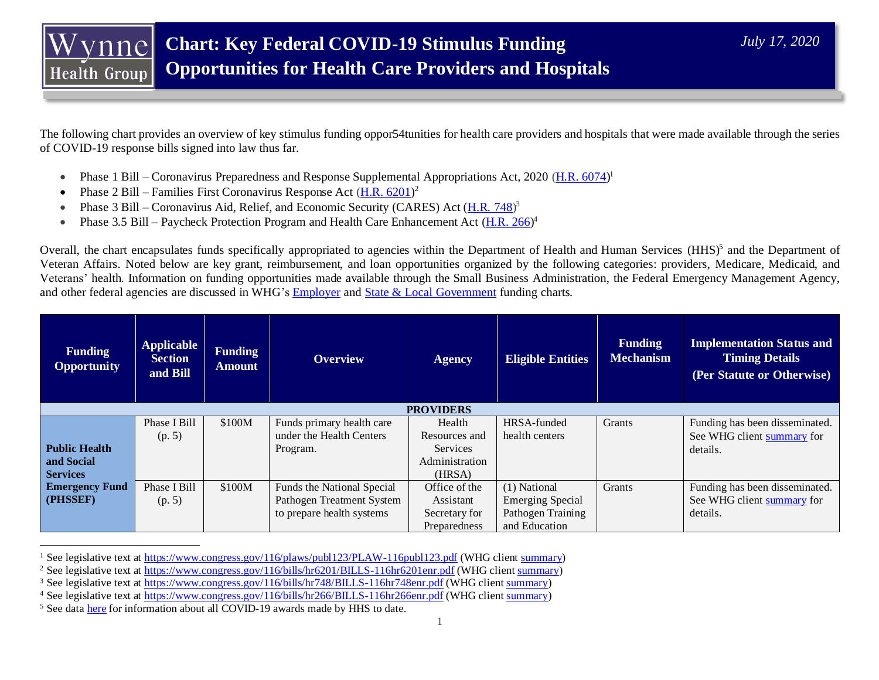# Chart: Key Federal COVID-19 Stimulus Funding Opportunities for Health Care Providers and Hospitals

*July 17, 2020*

The following chart provides an overview of key stimulus funding oppor54tunities for health care providers and hospitals that were made available through the series of COVID-19 response bills signed into law thus far.

- Phase 1 Bill – Coronavirus Preparedness and Response Supplemental Appropriations Act, 2020 (H.R. 6074)[1]
- Phase 2 Bill – Families First Coronavirus Response Act (H.R. 6201)[2]
- Phase 3 Bill – Coronavirus Aid, Relief, and Economic Security (CARES) Act (H.R. 748)[3]
- Phase 3.5 Bill – Paycheck Protection Program and Health Care Enhancement Act (H.R. 266)[4]

Overall, the chart encapsulates funds specifically appropriated to agencies within the Department of Health and Human Services (HHS)[5] and the Department of Veteran Affairs. Noted below are key grant, reimbursement, and loan opportunities organized by the following categories: providers, Medicare, Medicaid, and Veterans' health. Information on funding opportunities made available through the Small Business Administration, the Federal Emergency Management Agency, and other federal agencies are discussed in WHG's Employer and State & Local Government funding charts.

| Funding Opportunity | Applicable Section and Bill | Funding Amount | Overview | Agency | Eligible Entities | Funding Mechanism | Implementation Status and Timing Details (Per Statute or Otherwise) |
|---|---|---|---|---|---|---|---|
| **PROVIDERS** | | | | | | | |
| **Public Health and Social Services Emergency Fund (PHSSEF)** | Phase I Bill (p. 5) | $100M | Funds primary health care under the Health Centers Program. | Health Resources and Services Administration (HRSA) | HRSA-funded health centers | Grants | Funding has been disseminated. See WHG client summary for details. |
| | Phase I Bill (p. 5) | $100M | Funds the National Special Pathogen Treatment System to prepare health systems | Office of the Assistant Secretary for Preparedness | (1) National Emerging Special Pathogen Training and Education | Grants | Funding has been disseminated. See WHG client summary for details. |

[1] See legislative text at https://www.congress.gov/116/plaws/publ123/PLAW-116publ123.pdf (WHG client summary)
[2] See legislative text at https://www.congress.gov/116/bills/hr6201/BILLS-116hr6201enr.pdf (WHG client summary)
[3] See legislative text at https://www.congress.gov/116/bills/hr748/BILLS-116hr748enr.pdf (WHG client summary)
[4] See legislative text at https://www.congress.gov/116/bills/hr266/BILLS-116hr266enr.pdf (WHG client summary)
[5] See data here for information about all COVID-19 awards made by HHS to date.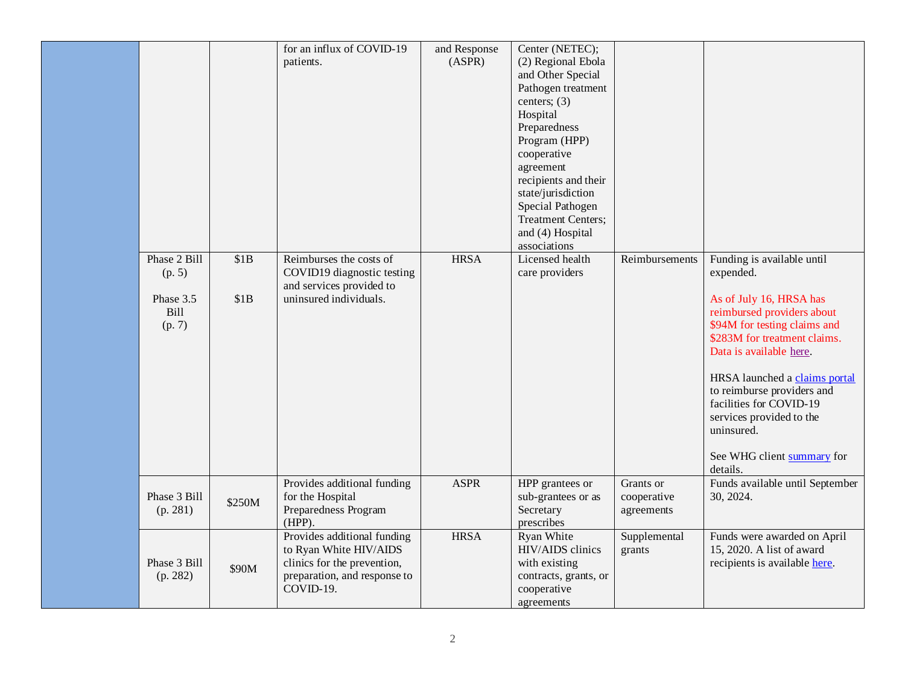| | | | | | | | |
|---|---|---|---|---|---|---|---|
| | | | for an influx of COVID-19 patients. | and Response (ASPR) | Center (NETEC); (2) Regional Ebola and Other Special Pathogen treatment centers; (3) Hospital Preparedness Program (HPP) cooperative agreement recipients and their state/jurisdiction Special Pathogen Treatment Centers; and (4) Hospital associations | | |
| | Phase 2 Bill (p. 5)<br><br>Phase 3.5 Bill (p. 7) | $1B<br><br>$1B | Reimburses the costs of COVID19 diagnostic testing and services provided to uninsured individuals. | HRSA | Licensed health care providers | Reimbursements | Funding is available until expended.<br><br>As of July 16, HRSA has reimbursed providers about $94M for testing claims and $283M for treatment claims. Data is available here.<br><br>HRSA launched a claims portal to reimburse providers and facilities for COVID-19 services provided to the uninsured.<br><br>See WHG client summary for details. |
| | Phase 3 Bill (p. 281) | $250M | Provides additional funding for the Hospital Preparedness Program (HPP). | ASPR | HPP grantees or sub-grantees or as Secretary prescribes | Grants or cooperative agreements | Funds available until September 30, 2024. |
| | Phase 3 Bill (p. 282) | $90M | Provides additional funding to Ryan White HIV/AIDS clinics for the prevention, preparation, and response to COVID-19. | HRSA | Ryan White HIV/AIDS clinics with existing contracts, grants, or cooperative agreements | Supplemental grants | Funds were awarded on April 15, 2020. A list of award recipients is available here. |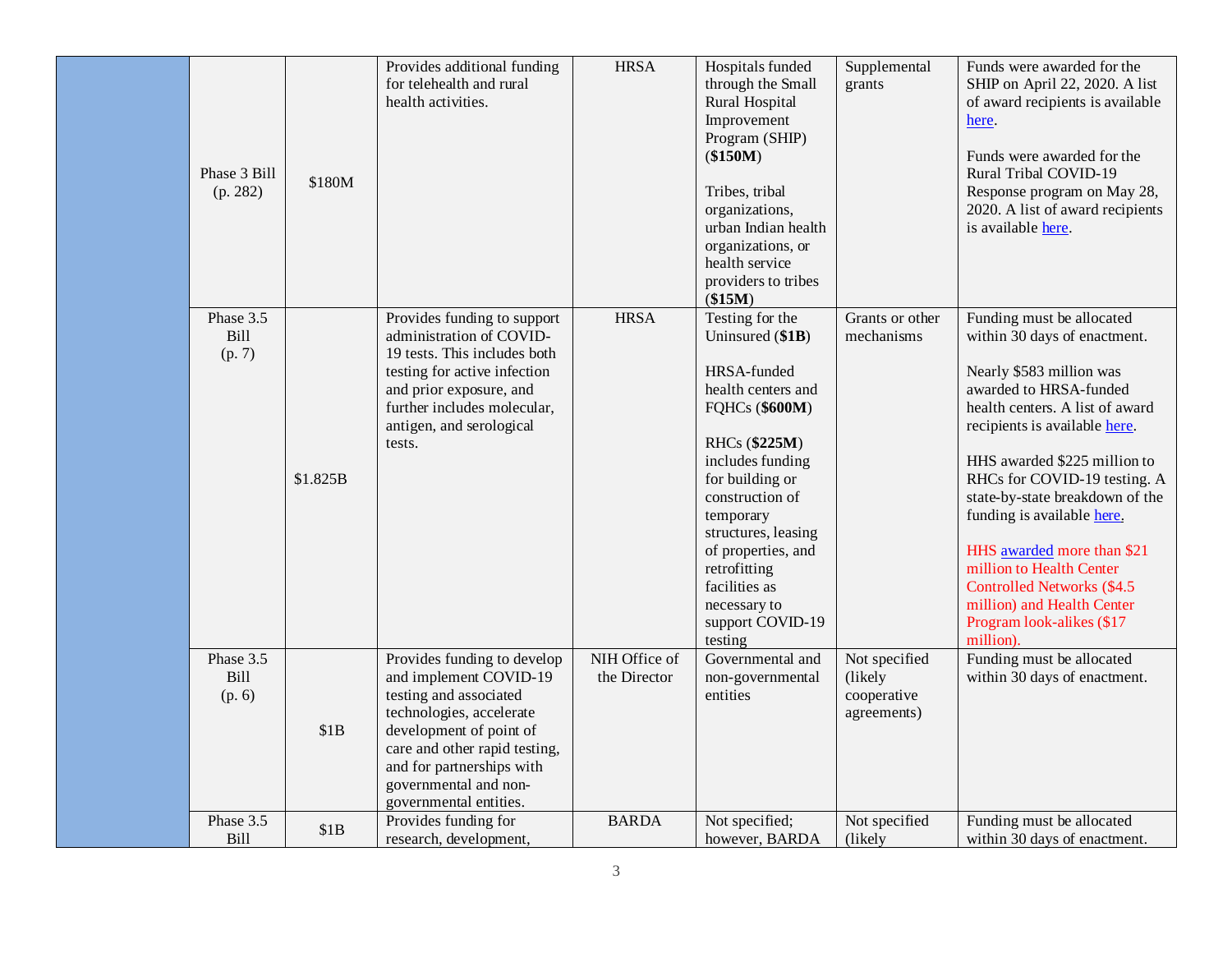| | | | | | | | |
|---|---|---|---|---|---|---|---|
| | Phase 3 Bill (p. 282) | $180M | Provides additional funding for telehealth and rural health activities. | HRSA | Hospitals funded through the Small Rural Hospital Improvement Program (SHIP) (**$150M**)<br><br>Tribes, tribal organizations, urban Indian health organizations, or health service providers to tribes (**$15M**) | Supplemental grants | Funds were awarded for the SHIP on April 22, 2020. A list of award recipients is available here.<br><br>Funds were awarded for the Rural Tribal COVID-19 Response program on May 28, 2020. A list of award recipients is available here. |
| | Phase 3.5 Bill (p. 7) | $1.825B | Provides funding to support administration of COVID-19 tests. This includes both testing for active infection and prior exposure, and further includes molecular, antigen, and serological tests. | HRSA | Testing for the Uninsured (**$1B**)<br><br>HRSA-funded health centers and FQHCs (**$600M**)<br><br>RHCs (**$225M**) includes funding for building or construction of temporary structures, leasing of properties, and retrofitting facilities as necessary to support COVID-19 testing | Grants or other mechanisms | Funding must be allocated within 30 days of enactment.<br><br>Nearly $583 million was awarded to HRSA-funded health centers. A list of award recipients is available here.<br><br>HHS awarded $225 million to RHCs for COVID-19 testing. A state-by-state breakdown of the funding is available here.<br><br>HHS awarded more than $21 million to Health Center Controlled Networks ($4.5 million) and Health Center Program look-alikes ($17 million). |
| | Phase 3.5 Bill (p. 6) | $1B | Provides funding to develop and implement COVID-19 testing and associated technologies, accelerate development of point of care and other rapid testing, and for partnerships with governmental and non-governmental entities. | NIH Office of the Director | Governmental and non-governmental entities | Not specified (likely cooperative agreements) | Funding must be allocated within 30 days of enactment. |
| | Phase 3.5 Bill | $1B | Provides funding for research, development, | BARDA | Not specified; however, BARDA | Not specified (likely | Funding must be allocated within 30 days of enactment. |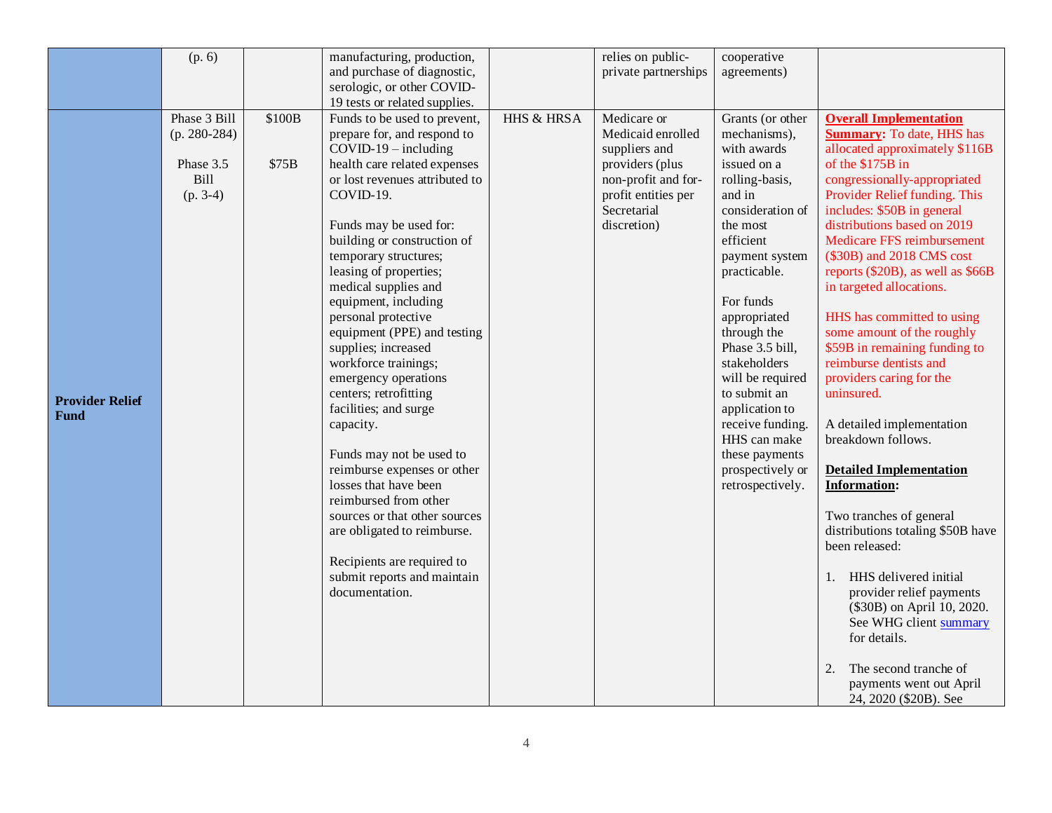| | | | | | | | |
|---|---|---|---|---|---|---|---|
| | (p. 6) | | manufacturing, production, and purchase of diagnostic, serologic, or other COVID-19 tests or related supplies. | | relies on public-private partnerships | cooperative agreements) | |
| **Provider Relief Fund** | Phase 3 Bill (p. 280-284)<br><br>Phase 3.5 Bill (p. 3-4) | \$100B<br><br>\$75B | Funds to be used to prevent, prepare for, and respond to COVID-19 – including health care related expenses or lost revenues attributed to COVID-19.<br><br>Funds may be used for: building or construction of temporary structures; leasing of properties; medical supplies and equipment, including personal protective equipment (PPE) and testing supplies; increased workforce trainings; emergency operations centers; retrofitting facilities; and surge capacity.<br><br>Funds may not be used to reimburse expenses or other losses that have been reimbursed from other sources or that other sources are obligated to reimburse.<br><br>Recipients are required to submit reports and maintain documentation. | HHS & HRSA | Medicare or Medicaid enrolled suppliers and providers (plus non-profit and for-profit entities per Secretarial discretion) | Grants (or other mechanisms), with awards issued on a rolling-basis, and in consideration of the most efficient payment system practicable.<br><br>For funds appropriated through the Phase 3.5 bill, stakeholders will be required to submit an application to receive funding. HHS can make these payments prospectively or retrospectively. | **Overall Implementation Summary:** To date, HHS has allocated approximately \$116B of the \$175B in congressionally-appropriated Provider Relief funding. This includes: \$50B in general distributions based on 2019 Medicare FFS reimbursement (\$30B) and 2018 CMS cost reports (\$20B), as well as \$66B in targeted allocations.<br><br>HHS has committed to using some amount of the roughly \$59B in remaining funding to reimburse dentists and providers caring for the uninsured.<br><br>A detailed implementation breakdown follows.<br><br>**Detailed Implementation Information:**<br><br>Two tranches of general distributions totaling \$50B have been released:<br><br>1. HHS delivered initial provider relief payments (\$30B) on April 10, 2020. See WHG client summary for details.<br><br>2. The second tranche of payments went out April 24, 2020 (\$20B). See |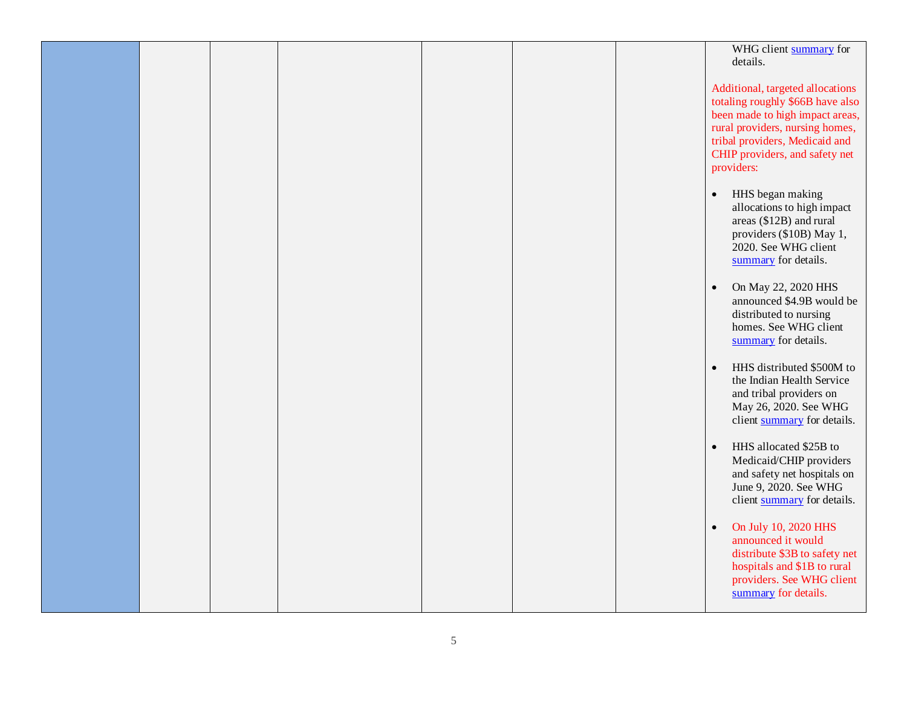| | | | | | | | |
|---|---|---|---|---|---|---|---|
| | | | | | | | WHG client summary for details.<br><br>Additional, targeted allocations totaling roughly $66B have also been made to high impact areas, rural providers, nursing homes, tribal providers, Medicaid and CHIP providers, and safety net providers:<br><br>• HHS began making allocations to high impact areas ($12B) and rural providers ($10B) May 1, 2020. See WHG client summary for details.<br><br>• On May 22, 2020 HHS announced $4.9B would be distributed to nursing homes. See WHG client summary for details.<br><br>• HHS distributed $500M to the Indian Health Service and tribal providers on May 26, 2020. See WHG client summary for details.<br><br>• HHS allocated $25B to Medicaid/CHIP providers and safety net hospitals on June 9, 2020. See WHG client summary for details.<br><br>• On July 10, 2020 HHS announced it would distribute $3B to safety net hospitals and $1B to rural providers. See WHG client summary for details. |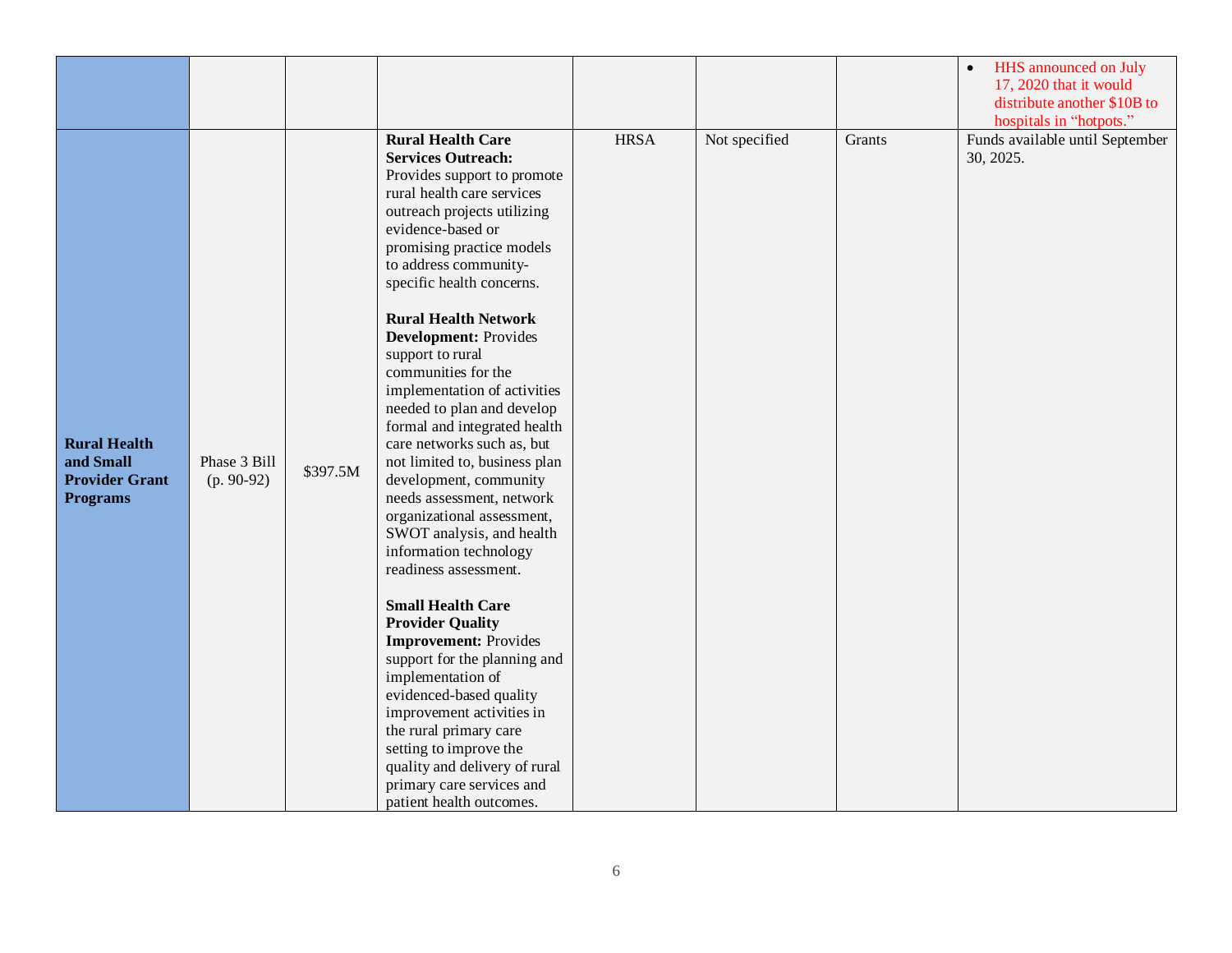| | | | | | | | |
|---|---|---|---|---|---|---|---|
| | | | | | | | • HHS announced on July 17, 2020 that it would distribute another $10B to hospitals in "hotpots." |
| **Rural Health and Small Provider Grant Programs** | Phase 3 Bill (p. 90-92) | $397.5M | **Rural Health Care Services Outreach:** Provides support to promote rural health care services outreach projects utilizing evidence-based or promising practice models to address community-specific health concerns.<br><br>**Rural Health Network Development:** Provides support to rural communities for the implementation of activities needed to plan and develop formal and integrated health care networks such as, but not limited to, business plan development, community needs assessment, network organizational assessment, SWOT analysis, and health information technology readiness assessment.<br><br>**Small Health Care Provider Quality Improvement:** Provides support for the planning and implementation of evidenced-based quality improvement activities in the rural primary care setting to improve the quality and delivery of rural primary care services and patient health outcomes. | HRSA | Not specified | Grants | Funds available until September 30, 2025. |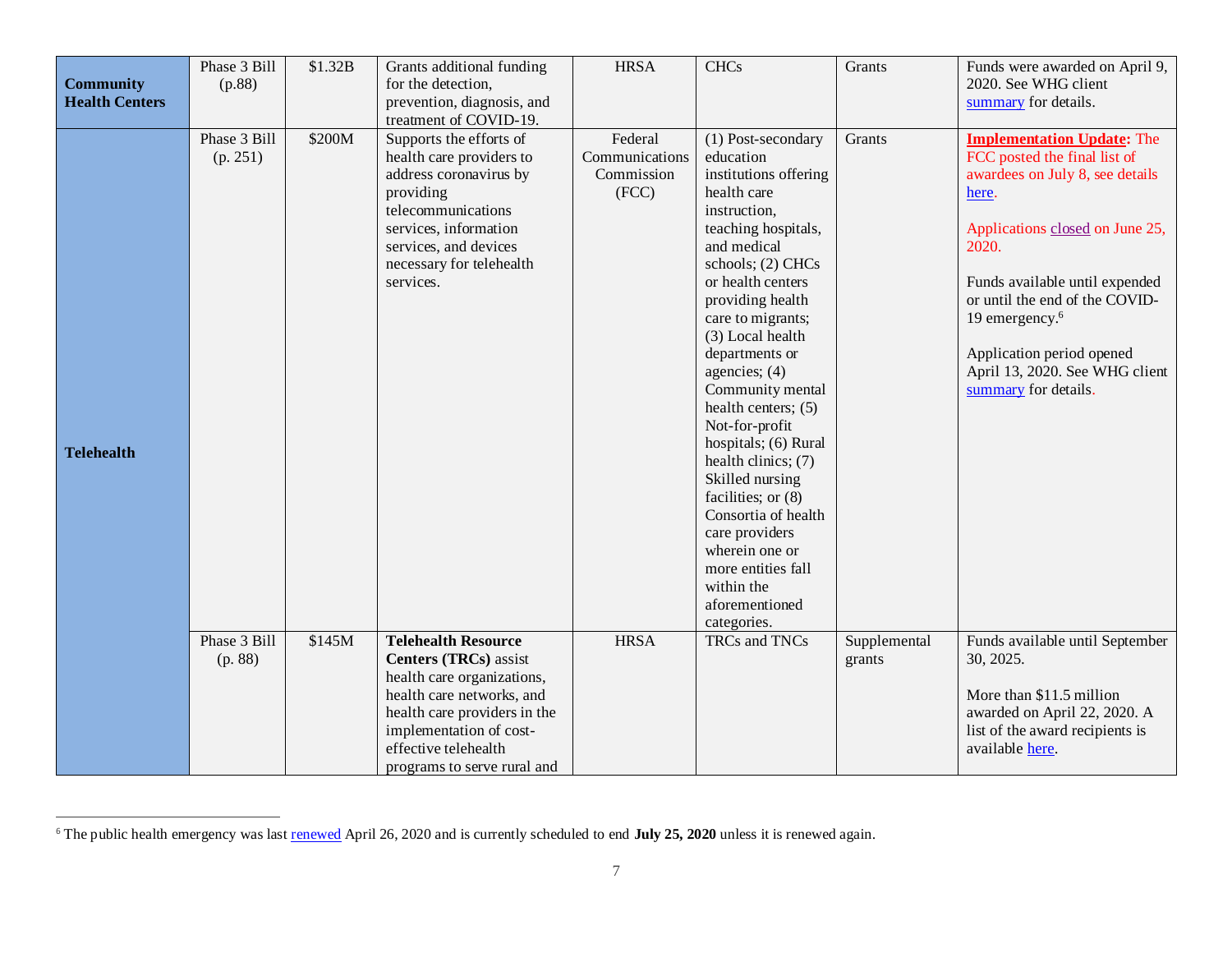| | | | | | | | |
|---|---|---|---|---|---|---|---|
| **Community Health Centers** | Phase 3 Bill (p.88) | $1.32B | Grants additional funding for the detection, prevention, diagnosis, and treatment of COVID-19. | HRSA | CHCs | Grants | Funds were awarded on April 9, 2020. See WHG client summary for details. |
| **Telehealth** | Phase 3 Bill (p. 251) | $200M | Supports the efforts of health care providers to address coronavirus by providing telecommunications services, information services, and devices necessary for telehealth services. | Federal Communications Commission (FCC) | (1) Post-secondary education institutions offering health care instruction, teaching hospitals, and medical schools; (2) CHCs or health centers providing health care to migrants; (3) Local health departments or agencies; (4) Community mental health centers; (5) Not-for-profit hospitals; (6) Rural health clinics; (7) Skilled nursing facilities; or (8) Consortia of health care providers wherein one or more entities fall within the aforementioned categories. | Grants | **Implementation Update:** The FCC posted the final list of awardees on July 8, see details here.<br><br>Applications closed on June 25, 2020.<br><br>Funds available until expended or until the end of the COVID-19 emergency.[6]<br><br>Application period opened April 13, 2020. See WHG client summary for details. |
| | Phase 3 Bill (p. 88) | $145M | **Telehealth Resource Centers (TRCs)** assist health care organizations, health care networks, and health care providers in the implementation of cost-effective telehealth programs to serve rural and | HRSA | TRCs and TNCs | Supplemental grants | Funds available until September 30, 2025.<br><br>More than $11.5 million awarded on April 22, 2020. A list of the award recipients is available here. |

[6] The public health emergency was last renewed April 26, 2020 and is currently scheduled to end **July 25, 2020** unless it is renewed again.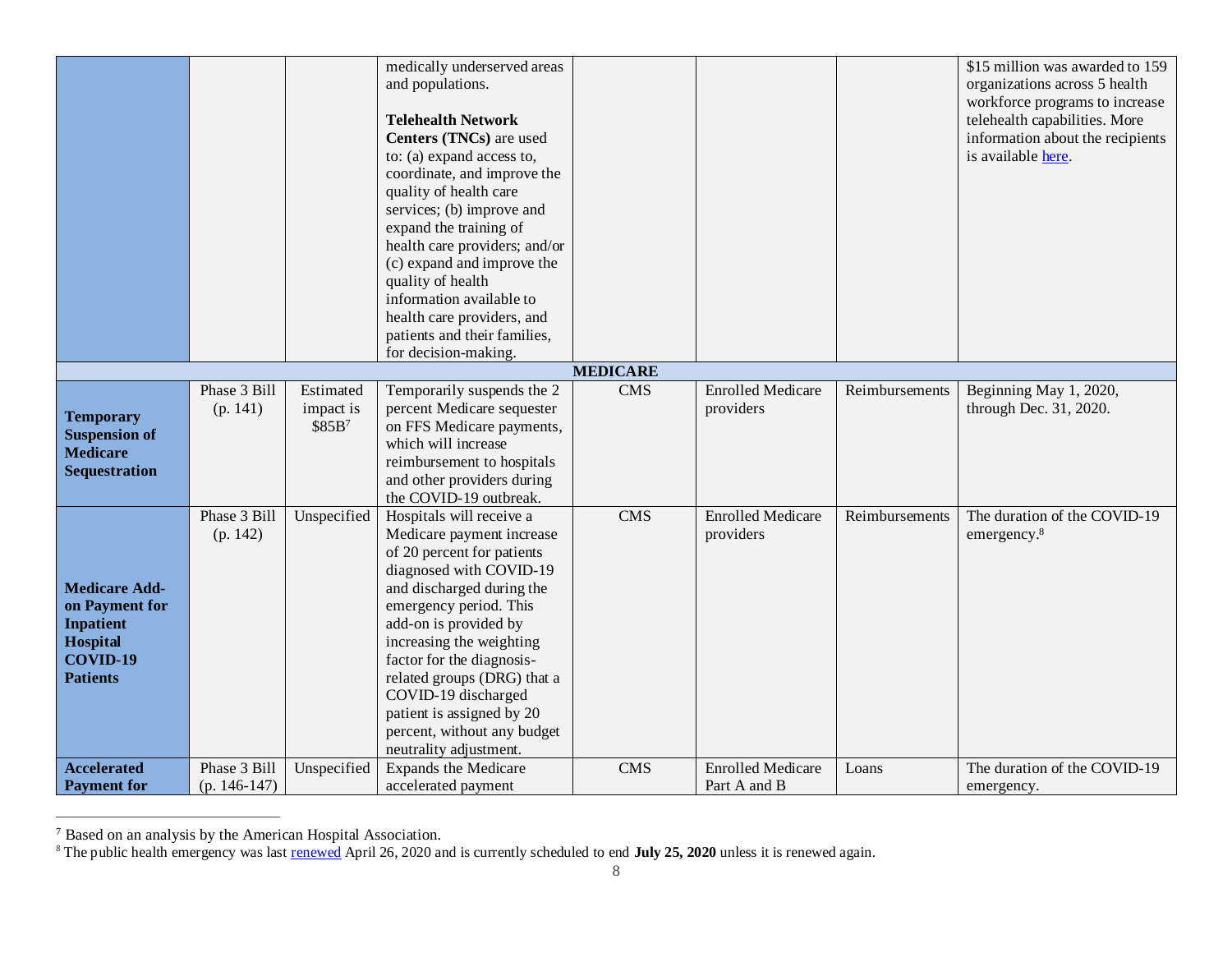| | | | | | | | |
|---|---|---|---|---|---|---|---|
| | | | medically underserved areas and populations.<br><br>**Telehealth Network Centers (TNCs)** are used to: (a) expand access to, coordinate, and improve the quality of health care services; (b) improve and expand the training of health care providers; and/or (c) expand and improve the quality of health information available to health care providers, and patients and their families, for decision-making. | | | | $15 million was awarded to 159 organizations across 5 health workforce programs to increase telehealth capabilities. More information about the recipients is available [here](). |
| **MEDICARE** | | | | | | | |
| **Temporary Suspension of Medicare Sequestration** | Phase 3 Bill (p. 141) | Estimated impact is $85B[7] | Temporarily suspends the 2 percent Medicare sequester on FFS Medicare payments, which will increase reimbursement to hospitals and other providers during the COVID-19 outbreak. | CMS | Enrolled Medicare providers | Reimbursements | Beginning May 1, 2020, through Dec. 31, 2020. |
| **Medicare Add-on Payment for Inpatient Hospital COVID-19 Patients** | Phase 3 Bill (p. 142) | Unspecified | Hospitals will receive a Medicare payment increase of 20 percent for patients diagnosed with COVID-19 and discharged during the emergency period. This add-on is provided by increasing the weighting factor for the diagnosis-related groups (DRG) that a COVID-19 discharged patient is assigned by 20 percent, without any budget neutrality adjustment. | CMS | Enrolled Medicare providers | Reimbursements | The duration of the COVID-19 emergency.[8] |
| **Accelerated Payment for** | Phase 3 Bill (p. 146-147) | Unspecified | Expands the Medicare accelerated payment | CMS | Enrolled Medicare Part A and B | Loans | The duration of the COVID-19 emergency. |

[7] Based on an analysis by the American Hospital Association.

[8] The public health emergency was last [renewed]() April 26, 2020 and is currently scheduled to end **July 25, 2020** unless it is renewed again.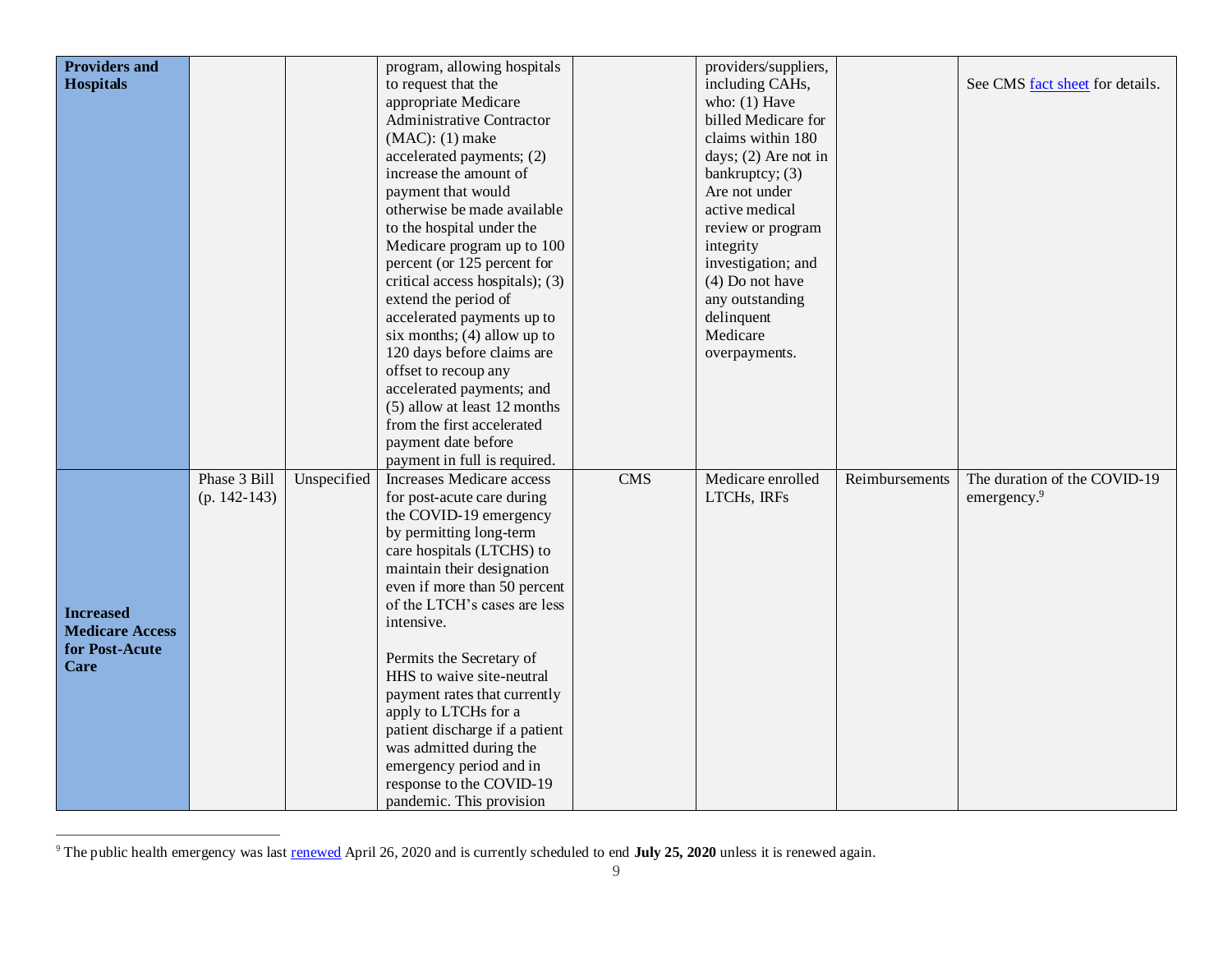| | | | | | | | |
|---|---|---|---|---|---|---|---|
| **Providers and Hospitals** | | | program, allowing hospitals to request that the appropriate Medicare Administrative Contractor (MAC): (1) make accelerated payments; (2) increase the amount of payment that would otherwise be made available to the hospital under the Medicare program up to 100 percent (or 125 percent for critical access hospitals); (3) extend the period of accelerated payments up to six months; (4) allow up to 120 days before claims are offset to recoup any accelerated payments; and (5) allow at least 12 months from the first accelerated payment date before payment in full is required. | | providers/suppliers, including CAHs, who: (1) Have billed Medicare for claims within 180 days; (2) Are not in bankruptcy; (3) Are not under active medical review or program integrity investigation; and (4) Do not have any outstanding delinquent Medicare overpayments. | | See CMS fact sheet for details. |
| **Increased Medicare Access for Post-Acute Care** | Phase 3 Bill (p. 142-143) | Unspecified | Increases Medicare access for post-acute care during the COVID-19 emergency by permitting long-term care hospitals (LTCHS) to maintain their designation even if more than 50 percent of the LTCH's cases are less intensive.<br><br>Permits the Secretary of HHS to waive site-neutral payment rates that currently apply to LTCHs for a patient discharge if a patient was admitted during the emergency period and in response to the COVID-19 pandemic. This provision | CMS | Medicare enrolled LTCHs, IRFs | Reimbursements | The duration of the COVID-19 emergency.[9] |

[9] The public health emergency was last renewed April 26, 2020 and is currently scheduled to end **July 25, 2020** unless it is renewed again.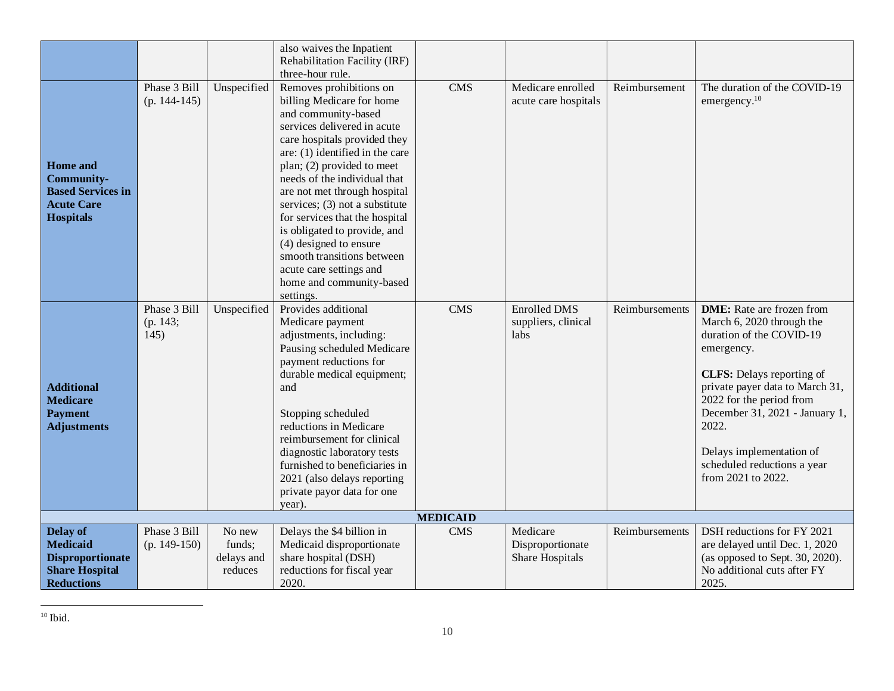| | | | | | | | |
|---|---|---|---|---|---|---|---|
| | | | also waives the Inpatient Rehabilitation Facility (IRF) three-hour rule. | | | | |
| **Home and Community-Based Services in Acute Care Hospitals** | Phase 3 Bill (p. 144-145) | Unspecified | Removes prohibitions on billing Medicare for home and community-based services delivered in acute care hospitals provided they are: (1) identified in the care plan; (2) provided to meet needs of the individual that are not met through hospital services; (3) not a substitute for services that the hospital is obligated to provide, and (4) designed to ensure smooth transitions between acute care settings and home and community-based settings. | CMS | Medicare enrolled acute care hospitals | Reimbursement | The duration of the COVID-19 emergency.[10] |
| **Additional Medicare Payment Adjustments** | Phase 3 Bill (p. 143; 145) | Unspecified | Provides additional Medicare payment adjustments, including: Pausing scheduled Medicare payment reductions for durable medical equipment; and<br><br>Stopping scheduled reductions in Medicare reimbursement for clinical diagnostic laboratory tests furnished to beneficiaries in 2021 (also delays reporting private payor data for one year). | CMS | Enrolled DMS suppliers, clinical labs | Reimbursements | **DME:** Rate are frozen from March 6, 2020 through the duration of the COVID-19 emergency.<br><br>**CLFS:** Delays reporting of private payer data to March 31, 2022 for the period from December 31, 2021 - January 1, 2022.<br><br>Delays implementation of scheduled reductions a year from 2021 to 2022. |
| | | | | **MEDICAID** | | | |
| **Delay of Medicaid Disproportionate Share Hospital Reductions** | Phase 3 Bill (p. 149-150) | No new funds; delays and reduces | Delays the $4 billion in Medicaid disproportionate share hospital (DSH) reductions for fiscal year 2020. | CMS | Medicare Disproportionate Share Hospitals | Reimbursements | DSH reductions for FY 2021 are delayed until Dec. 1, 2020 (as opposed to Sept. 30, 2020). No additional cuts after FY 2025. |

[10] Ibid.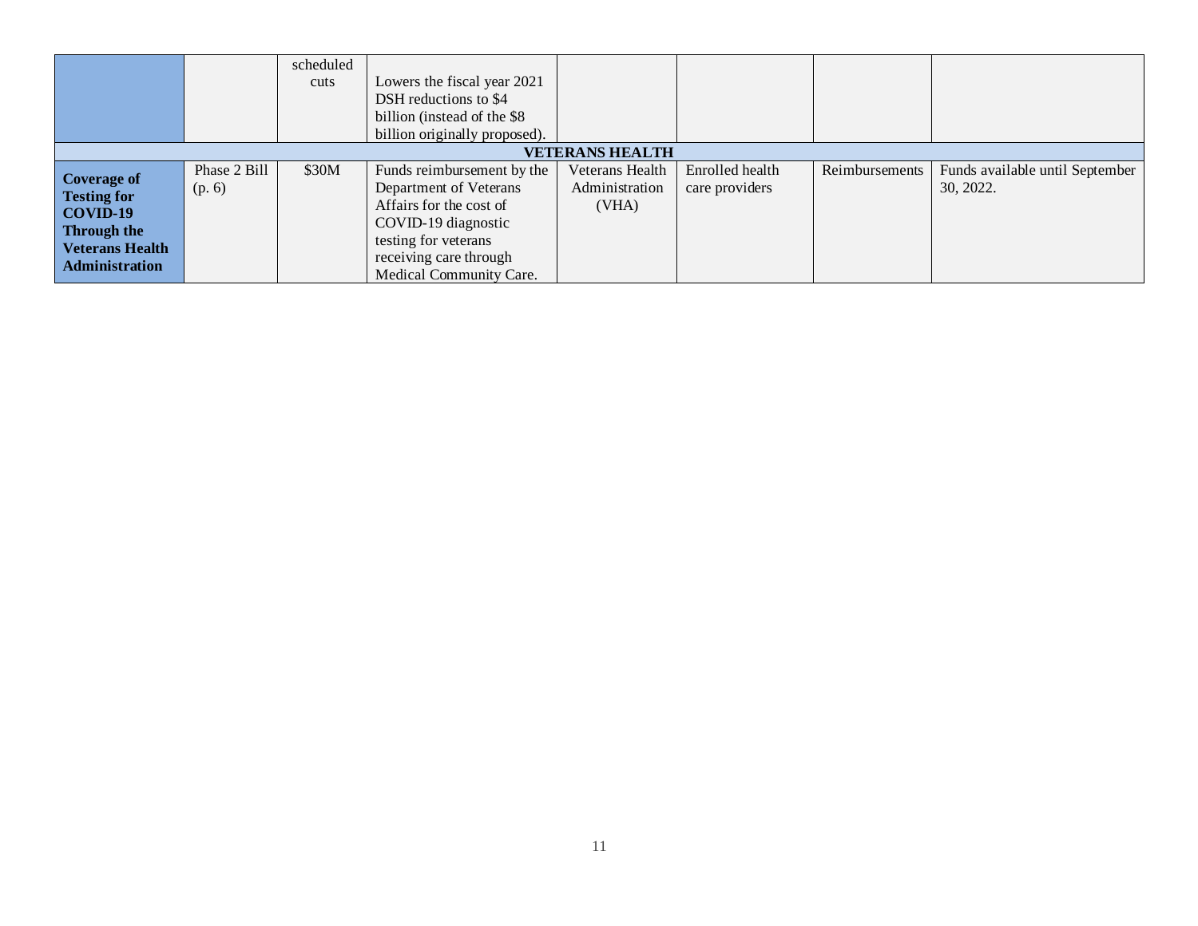| | | | | | | | |
|---|---|---|---|---|---|---|---|
| | | scheduled cuts | Lowers the fiscal year 2021 DSH reductions to $4 billion (instead of the $8 billion originally proposed). | | | | |
| **VETERANS HEALTH** | | | | | | | |
| **Coverage of Testing for COVID-19 Through the Veterans Health Administration** | Phase 2 Bill (p. 6) | $30M | Funds reimbursement by the Department of Veterans Affairs for the cost of COVID-19 diagnostic testing for veterans receiving care through Medical Community Care. | Veterans Health Administration (VHA) | Enrolled health care providers | Reimbursements | Funds available until September 30, 2022. |